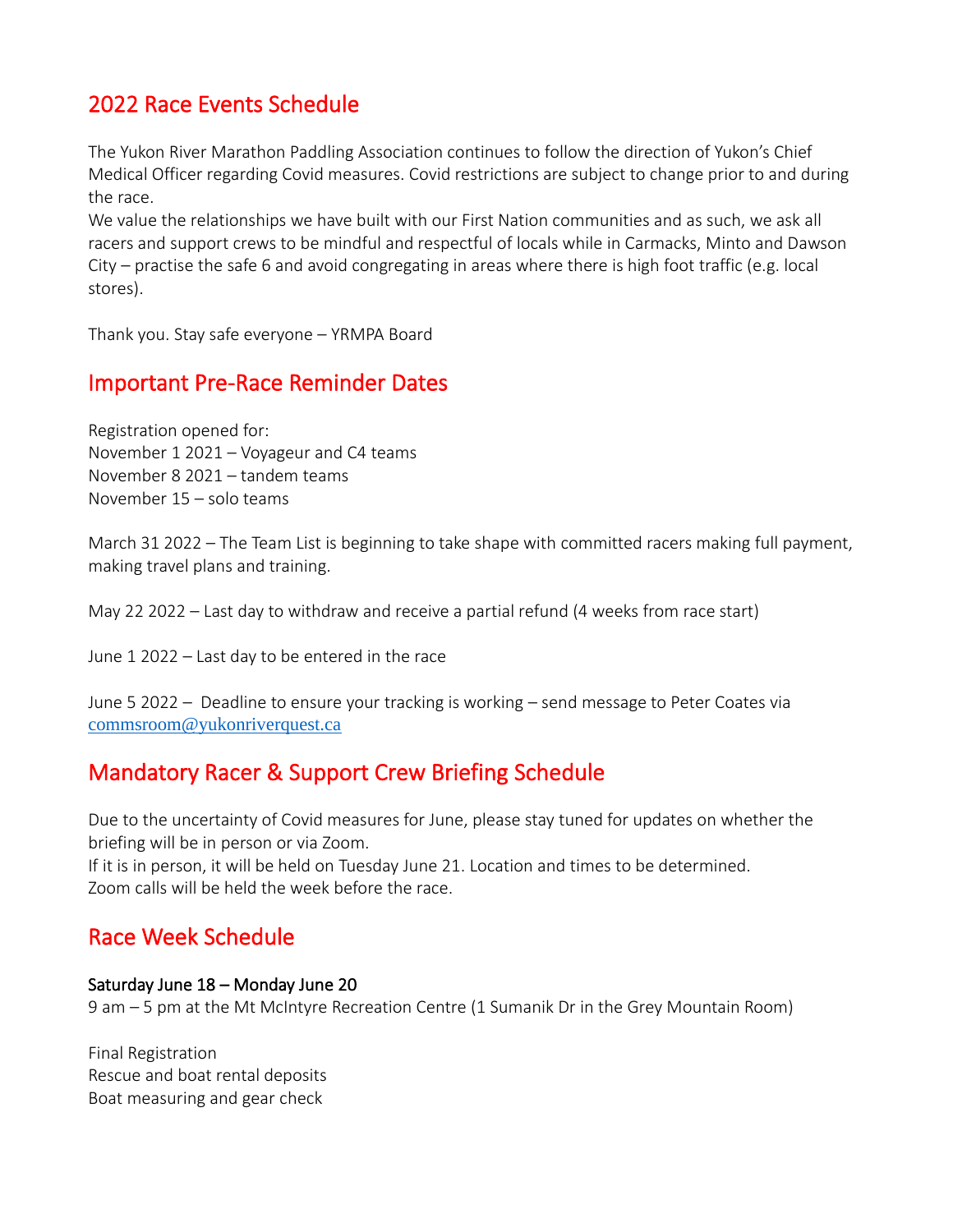## 2022 Race Events Schedule

The Yukon River Marathon Paddling Association continues to follow the direction of Yukon's Chief Medical Officer regarding Covid measures. Covid restrictions are subject to change prior to and during the race.

We value the relationships we have built with our First Nation communities and as such, we ask all racers and support crews to be mindful and respectful of locals while in Carmacks, Minto and Dawson City – practise the safe 6 and avoid congregating in areas where there is high foot traffic (e.g. local stores).

Thank you. Stay safe everyone – YRMPA Board

## Important Pre-Race Reminder Dates

Registration opened for:
November 1 2021 – Voyageur and C4 teams
November 8 2021 – tandem teams
November 15 – solo teams

March 31 2022 – The Team List is beginning to take shape with committed racers making full payment, making travel plans and training.

May 22 2022 – Last day to withdraw and receive a partial refund (4 weeks from race start)

June 1 2022 – Last day to be entered in the race

June 5 2022 – Deadline to ensure your tracking is working – send message to Peter Coates via commsroom@yukonriverquest.ca

## Mandatory Racer & Support Crew Briefing Schedule

Due to the uncertainty of Covid measures for June, please stay tuned for updates on whether the briefing will be in person or via Zoom.
If it is in person, it will be held on Tuesday June 21. Location and times to be determined.
Zoom calls will be held the week before the race.

## Race Week Schedule

**Saturday June 18 – Monday June 20**
9 am – 5 pm at the Mt McIntyre Recreation Centre (1 Sumanik Dr in the Grey Mountain Room)

Final Registration
Rescue and boat rental deposits
Boat measuring and gear check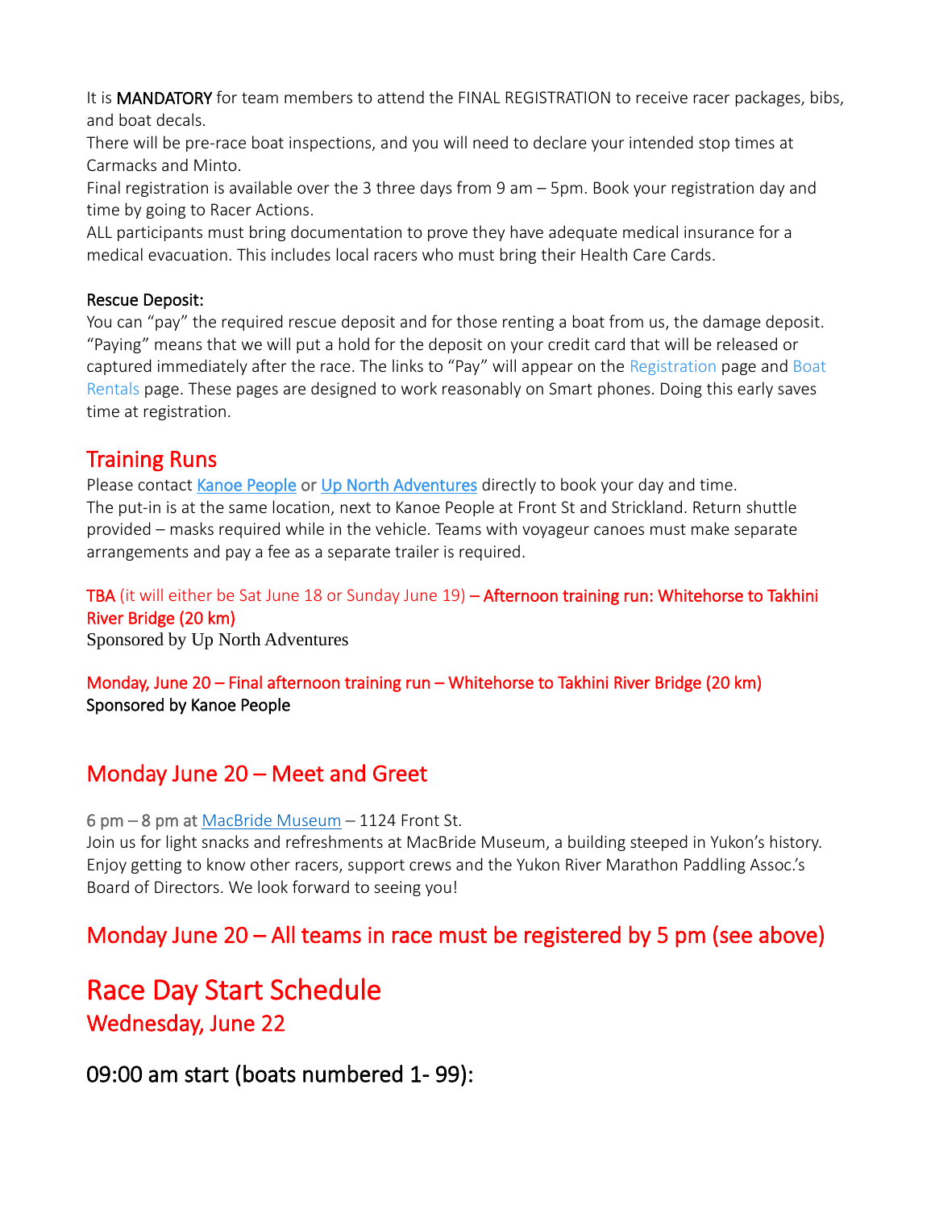It is **MANDATORY** for team members to attend the FINAL REGISTRATION to receive racer packages, bibs, and boat decals.
There will be pre-race boat inspections, and you will need to declare your intended stop times at Carmacks and Minto.
Final registration is available over the 3 three days from 9 am – 5pm. Book your registration day and time by going to Racer Actions.
ALL participants must bring documentation to prove they have adequate medical insurance for a medical evacuation. This includes local racers who must bring their Health Care Cards.

Rescue Deposit:
You can "pay" the required rescue deposit and for those renting a boat from us, the damage deposit. "Paying" means that we will put a hold for the deposit on your credit card that will be released or captured immediately after the race. The links to "Pay" will appear on the Registration page and Boat Rentals page. These pages are designed to work reasonably on Smart phones. Doing this early saves time at registration.

## Training Runs

Please contact Kanoe People or Up North Adventures directly to book your day and time.
The put-in is at the same location, next to Kanoe People at Front St and Strickland. Return shuttle provided – masks required while in the vehicle. Teams with voyageur canoes must make separate arrangements and pay a fee as a separate trailer is required.

TBA (it will either be Sat June 18 or Sunday June 19) – Afternoon training run: Whitehorse to Takhini River Bridge (20 km)
Sponsored by Up North Adventures

Monday, June 20 – Final afternoon training run – Whitehorse to Takhini River Bridge (20 km)
Sponsored by Kanoe People

## Monday June 20 – Meet and Greet

6 pm – 8 pm at MacBride Museum – 1124 Front St.
Join us for light snacks and refreshments at MacBride Museum, a building steeped in Yukon's history. Enjoy getting to know other racers, support crews and the Yukon River Marathon Paddling Assoc.'s Board of Directors. We look forward to seeing you!

## Monday June 20 – All teams in race must be registered by 5 pm (see above)

# Race Day Start Schedule

## Wednesday, June 22

## 09:00 am start (boats numbered 1- 99):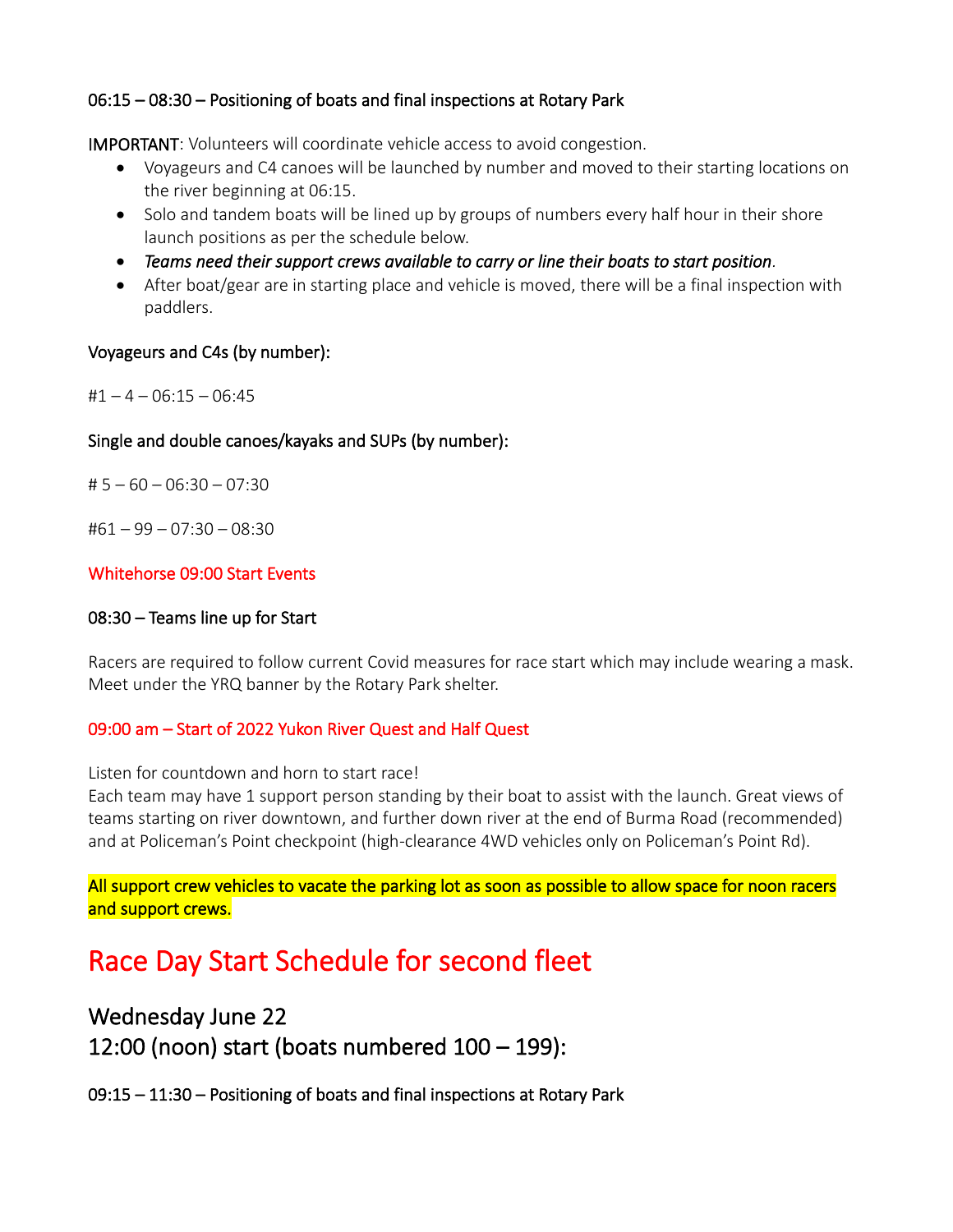06:15 – 08:30 – Positioning of boats and final inspections at Rotary Park

IMPORTANT: Volunteers will coordinate vehicle access to avoid congestion.

- Voyageurs and C4 canoes will be launched by number and moved to their starting locations on the river beginning at 06:15.
- Solo and tandem boats will be lined up by groups of numbers every half hour in their shore launch positions as per the schedule below.
- *Teams need their support crews available to carry or line their boats to start position*.
- After boat/gear are in starting place and vehicle is moved, there will be a final inspection with paddlers.

Voyageurs and C4s (by number):

#1 – 4 – 06:15 – 06:45

Single and double canoes/kayaks and SUPs (by number):

# 5 – 60 – 06:30 – 07:30

#61 – 99 – 07:30 – 08:30

Whitehorse 09:00 Start Events

08:30 – Teams line up for Start

Racers are required to follow current Covid measures for race start which may include wearing a mask. Meet under the YRQ banner by the Rotary Park shelter.

09:00 am – Start of 2022 Yukon River Quest and Half Quest

Listen for countdown and horn to start race!
Each team may have 1 support person standing by their boat to assist with the launch. Great views of teams starting on river downtown, and further down river at the end of Burma Road (recommended) and at Policeman's Point checkpoint (high-clearance 4WD vehicles only on Policeman's Point Rd).

All support crew vehicles to vacate the parking lot as soon as possible to allow space for noon racers and support crews.

# Race Day Start Schedule for second fleet

## Wednesday June 22
## 12:00 (noon) start (boats numbered 100 – 199):

09:15 – 11:30 – Positioning of boats and final inspections at Rotary Park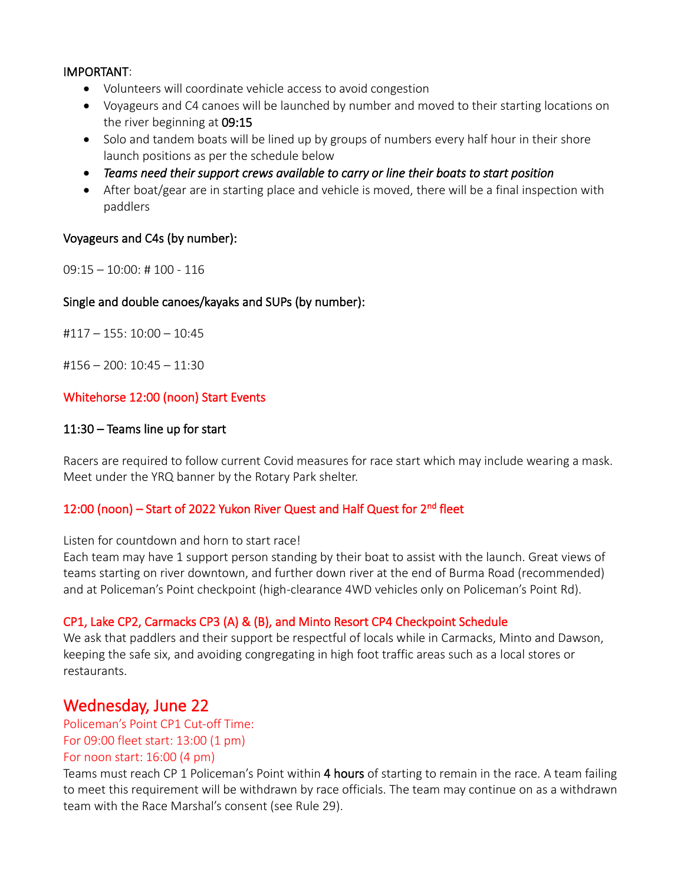IMPORTANT:

- Volunteers will coordinate vehicle access to avoid congestion
- Voyageurs and C4 canoes will be launched by number and moved to their starting locations on the river beginning at 09:15
- Solo and tandem boats will be lined up by groups of numbers every half hour in their shore launch positions as per the schedule below
- *Teams need their support crews available to carry or line their boats to start position*
- After boat/gear are in starting place and vehicle is moved, there will be a final inspection with paddlers

### Voyageurs and C4s (by number):

09:15 – 10:00: # 100 - 116

### Single and double canoes/kayaks and SUPs (by number):

#117 – 155: 10:00 – 10:45

#156 – 200: 10:45 – 11:30

### Whitehorse 12:00 (noon) Start Events

### 11:30 – Teams line up for start

Racers are required to follow current Covid measures for race start which may include wearing a mask. Meet under the YRQ banner by the Rotary Park shelter.

### 12:00 (noon) – Start of 2022 Yukon River Quest and Half Quest for 2nd fleet

Listen for countdown and horn to start race!
Each team may have 1 support person standing by their boat to assist with the launch. Great views of teams starting on river downtown, and further down river at the end of Burma Road (recommended) and at Policeman's Point checkpoint (high-clearance 4WD vehicles only on Policeman's Point Rd).

### CP1, Lake CP2, Carmacks CP3 (A) & (B), and Minto Resort CP4 Checkpoint Schedule

We ask that paddlers and their support be respectful of locals while in Carmacks, Minto and Dawson, keeping the safe six, and avoiding congregating in high foot traffic areas such as a local stores or restaurants.

## Wednesday, June 22

Policeman's Point CP1 Cut-off Time:
For 09:00 fleet start: 13:00 (1 pm)
For noon start: 16:00 (4 pm)

Teams must reach CP 1 Policeman's Point within **4 hours** of starting to remain in the race. A team failing to meet this requirement will be withdrawn by race officials. The team may continue on as a withdrawn team with the Race Marshal's consent (see Rule 29).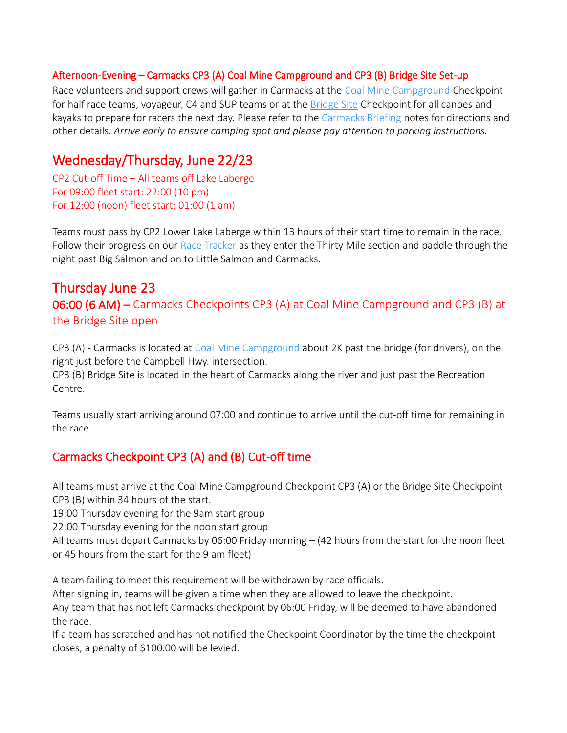### Afternoon-Evening – Carmacks CP3 (A) Coal Mine Campground and CP3 (B) Bridge Site Set-up

Race volunteers and support crews will gather in Carmacks at the Coal Mine Campground Checkpoint for half race teams, voyageur, C4 and SUP teams or at the Bridge Site Checkpoint for all canoes and kayaks to prepare for racers the next day. Please refer to the Carmacks Briefing notes for directions and other details. *Arrive early to ensure camping spot and please pay attention to parking instructions.*

## Wednesday/Thursday, June 22/23

CP2 Cut-off Time – All teams off Lake Laberge
For 09:00 fleet start: 22:00 (10 pm)
For 12:00 (noon) fleet start: 01:00 (1 am)

Teams must pass by CP2 Lower Lake Laberge within 13 hours of their start time to remain in the race. Follow their progress on our Race Tracker as they enter the Thirty Mile section and paddle through the night past Big Salmon and on to Little Salmon and Carmacks.

## Thursday June 23

### 06:00 (6 AM) – Carmacks Checkpoints CP3 (A) at Coal Mine Campground and CP3 (B) at the Bridge Site open

CP3 (A) - Carmacks is located at Coal Mine Campground about 2K past the bridge (for drivers), on the right just before the Campbell Hwy. intersection.
CP3 (B) Bridge Site is located in the heart of Carmacks along the river and just past the Recreation Centre.

Teams usually start arriving around 07:00 and continue to arrive until the cut-off time for remaining in the race.

### Carmacks Checkpoint CP3 (A) and (B) Cut-off time

All teams must arrive at the Coal Mine Campground Checkpoint CP3 (A) or the Bridge Site Checkpoint CP3 (B) within 34 hours of the start.
19:00 Thursday evening for the 9am start group
22:00 Thursday evening for the noon start group
All teams must depart Carmacks by 06:00 Friday morning – (42 hours from the start for the noon fleet or 45 hours from the start for the 9 am fleet)

A team failing to meet this requirement will be withdrawn by race officials.
After signing in, teams will be given a time when they are allowed to leave the checkpoint.
Any team that has not left Carmacks checkpoint by 06:00 Friday, will be deemed to have abandoned the race.
If a team has scratched and has not notified the Checkpoint Coordinator by the time the checkpoint closes, a penalty of $100.00 will be levied.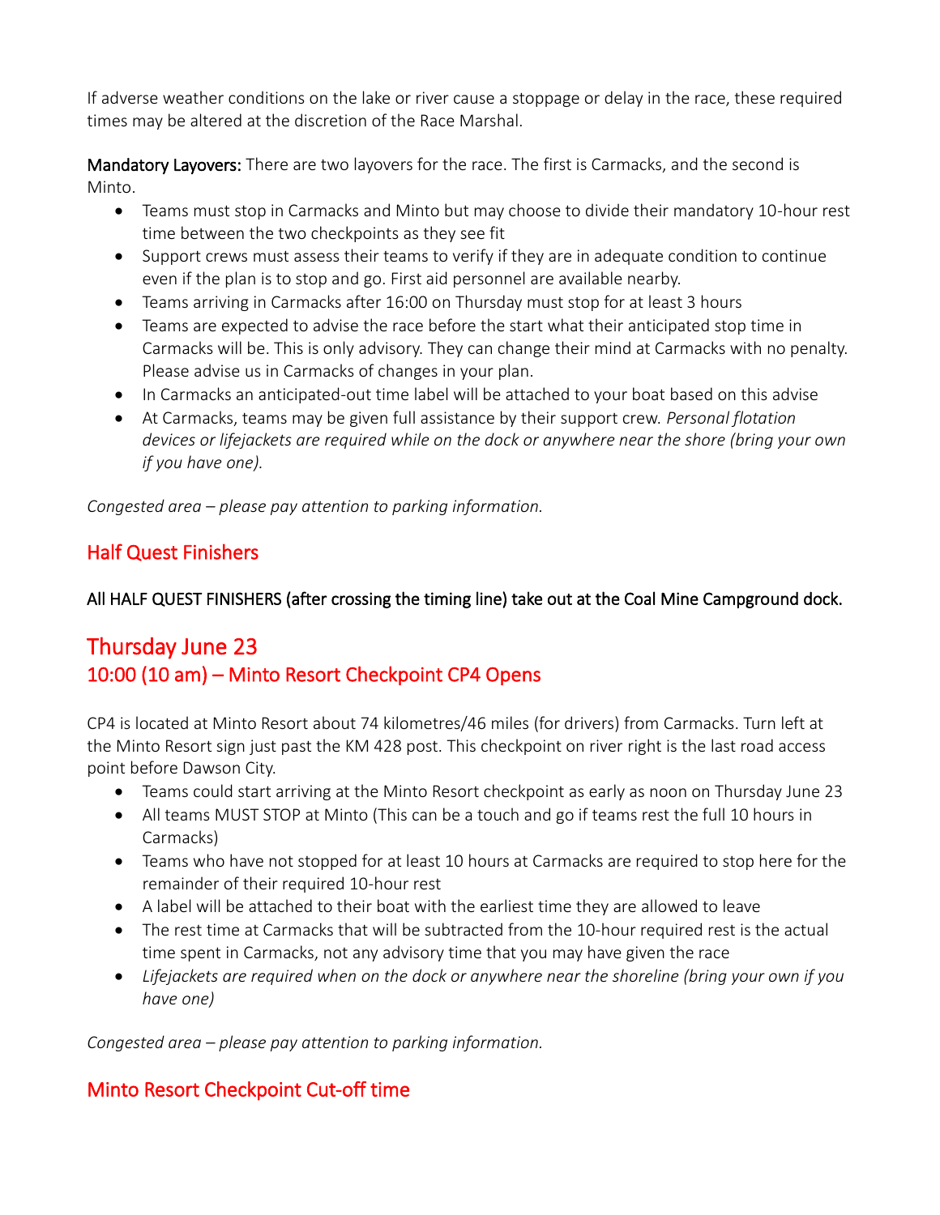If adverse weather conditions on the lake or river cause a stoppage or delay in the race, these required times may be altered at the discretion of the Race Marshal.

**Mandatory Layovers:** There are two layovers for the race. The first is Carmacks, and the second is Minto.

- Teams must stop in Carmacks and Minto but may choose to divide their mandatory 10-hour rest time between the two checkpoints as they see fit
- Support crews must assess their teams to verify if they are in adequate condition to continue even if the plan is to stop and go. First aid personnel are available nearby.
- Teams arriving in Carmacks after 16:00 on Thursday must stop for at least 3 hours
- Teams are expected to advise the race before the start what their anticipated stop time in Carmacks will be. This is only advisory. They can change their mind at Carmacks with no penalty. Please advise us in Carmacks of changes in your plan.
- In Carmacks an anticipated-out time label will be attached to your boat based on this advise
- At Carmacks, teams may be given full assistance by their support crew. *Personal flotation devices or lifejackets are required while on the dock or anywhere near the shore (bring your own if you have one).*

*Congested area – please pay attention to parking information.*

## Half Quest Finishers

**All HALF QUEST FINISHERS (after crossing the timing line) take out at the Coal Mine Campground dock.**

# Thursday June 23

## 10:00 (10 am) – Minto Resort Checkpoint CP4 Opens

CP4 is located at Minto Resort about 74 kilometres/46 miles (for drivers) from Carmacks. Turn left at the Minto Resort sign just past the KM 428 post. This checkpoint on river right is the last road access point before Dawson City.

- Teams could start arriving at the Minto Resort checkpoint as early as noon on Thursday June 23
- All teams MUST STOP at Minto (This can be a touch and go if teams rest the full 10 hours in Carmacks)
- Teams who have not stopped for at least 10 hours at Carmacks are required to stop here for the remainder of their required 10-hour rest
- A label will be attached to their boat with the earliest time they are allowed to leave
- The rest time at Carmacks that will be subtracted from the 10-hour required rest is the actual time spent in Carmacks, not any advisory time that you may have given the race
- *Lifejackets are required when on the dock or anywhere near the shoreline (bring your own if you have one)*

*Congested area – please pay attention to parking information.*

## Minto Resort Checkpoint Cut-off time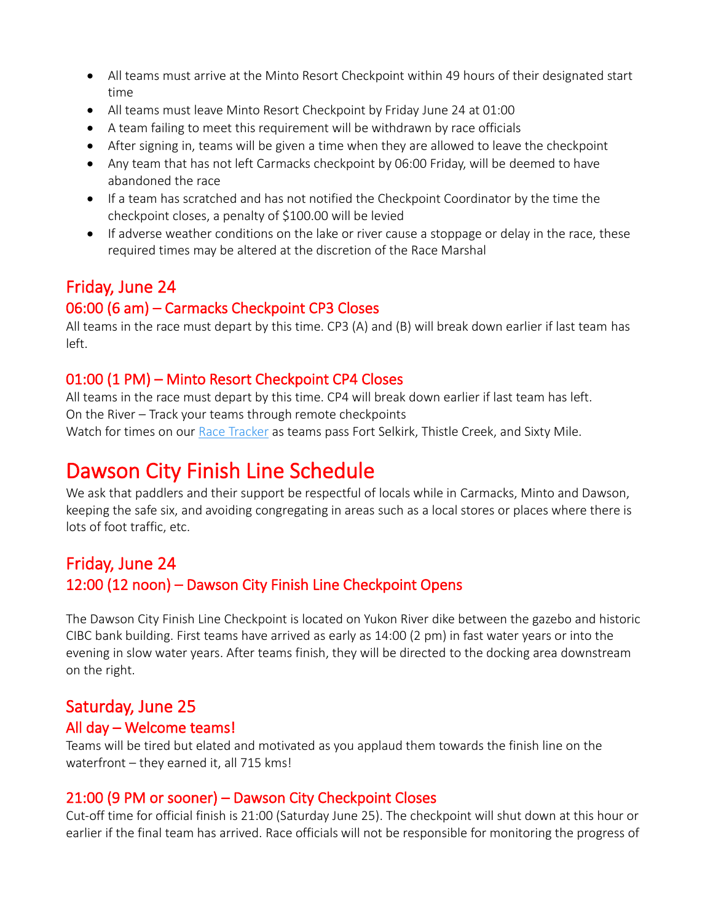- All teams must arrive at the Minto Resort Checkpoint within 49 hours of their designated start time
- All teams must leave Minto Resort Checkpoint by Friday June 24 at 01:00
- A team failing to meet this requirement will be withdrawn by race officials
- After signing in, teams will be given a time when they are allowed to leave the checkpoint
- Any team that has not left Carmacks checkpoint by 06:00 Friday, will be deemed to have abandoned the race
- If a team has scratched and has not notified the Checkpoint Coordinator by the time the checkpoint closes, a penalty of $100.00 will be levied
- If adverse weather conditions on the lake or river cause a stoppage or delay in the race, these required times may be altered at the discretion of the Race Marshal

## Friday, June 24

### 06:00 (6 am) – Carmacks Checkpoint CP3 Closes

All teams in the race must depart by this time. CP3 (A) and (B) will break down earlier if last team has left.

### 01:00 (1 PM) – Minto Resort Checkpoint CP4 Closes

All teams in the race must depart by this time. CP4 will break down earlier if last team has left.
On the River – Track your teams through remote checkpoints
Watch for times on our [Race Tracker] as teams pass Fort Selkirk, Thistle Creek, and Sixty Mile.

# Dawson City Finish Line Schedule

We ask that paddlers and their support be respectful of locals while in Carmacks, Minto and Dawson, keeping the safe six, and avoiding congregating in areas such as a local stores or places where there is lots of foot traffic, etc.

## Friday, June 24

### 12:00 (12 noon) – Dawson City Finish Line Checkpoint Opens

The Dawson City Finish Line Checkpoint is located on Yukon River dike between the gazebo and historic CIBC bank building. First teams have arrived as early as 14:00 (2 pm) in fast water years or into the evening in slow water years. After teams finish, they will be directed to the docking area downstream on the right.

## Saturday, June 25

### All day – Welcome teams!

Teams will be tired but elated and motivated as you applaud them towards the finish line on the waterfront – they earned it, all 715 kms!

### 21:00 (9 PM or sooner) – Dawson City Checkpoint Closes

Cut-off time for official finish is 21:00 (Saturday June 25). The checkpoint will shut down at this hour or earlier if the final team has arrived. Race officials will not be responsible for monitoring the progress of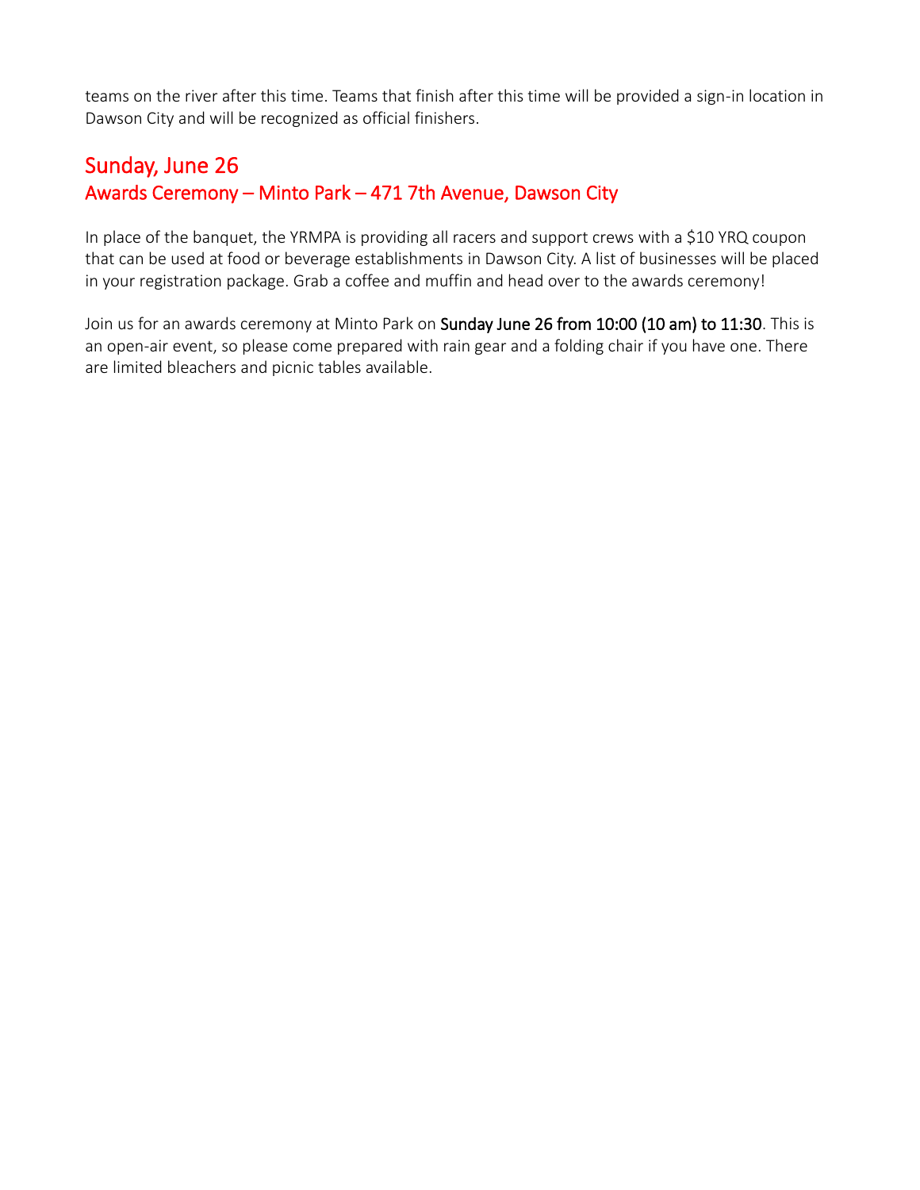teams on the river after this time. Teams that finish after this time will be provided a sign-in location in Dawson City and will be recognized as official finishers.

## Sunday, June 26

### Awards Ceremony – Minto Park – 471 7th Avenue, Dawson City

In place of the banquet, the YRMPA is providing all racers and support crews with a $10 YRQ coupon that can be used at food or beverage establishments in Dawson City. A list of businesses will be placed in your registration package. Grab a coffee and muffin and head over to the awards ceremony!

Join us for an awards ceremony at Minto Park on **Sunday June 26 from 10:00 (10 am) to 11:30**. This is an open-air event, so please come prepared with rain gear and a folding chair if you have one. There are limited bleachers and picnic tables available.